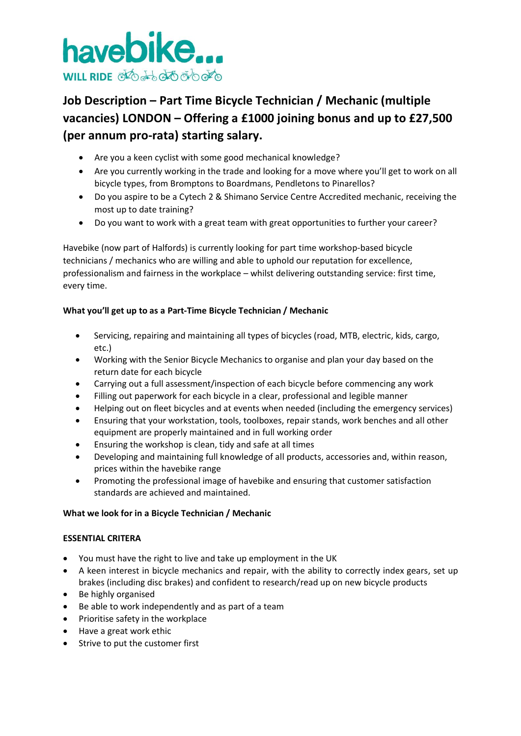havebike...
WILL RIDE

# Job Description – Part Time Bicycle Technician / Mechanic (multiple vacancies) LONDON – Offering a £1000 joining bonus and up to £27,500 (per annum pro-rata) starting salary.

- Are you a keen cyclist with some good mechanical knowledge?
- Are you currently working in the trade and looking for a move where you'll get to work on all bicycle types, from Bromptons to Boardmans, Pendletons to Pinarellos?
- Do you aspire to be a Cytech 2 & Shimano Service Centre Accredited mechanic, receiving the most up to date training?
- Do you want to work with a great team with great opportunities to further your career?

Havebike (now part of Halfords) is currently looking for part time workshop-based bicycle technicians / mechanics who are willing and able to uphold our reputation for excellence, professionalism and fairness in the workplace – whilst delivering outstanding service: first time, every time.

**What you'll get up to as a Part-Time Bicycle Technician / Mechanic**

- Servicing, repairing and maintaining all types of bicycles (road, MTB, electric, kids, cargo, etc.)
- Working with the Senior Bicycle Mechanics to organise and plan your day based on the return date for each bicycle
- Carrying out a full assessment/inspection of each bicycle before commencing any work
- Filling out paperwork for each bicycle in a clear, professional and legible manner
- Helping out on fleet bicycles and at events when needed (including the emergency services)
- Ensuring that your workstation, tools, toolboxes, repair stands, work benches and all other equipment are properly maintained and in full working order
- Ensuring the workshop is clean, tidy and safe at all times
- Developing and maintaining full knowledge of all products, accessories and, within reason, prices within the havebike range
- Promoting the professional image of havebike and ensuring that customer satisfaction standards are achieved and maintained.

**What we look for in a Bicycle Technician / Mechanic**

**ESSENTIAL CRITERA**

- You must have the right to live and take up employment in the UK
- A keen interest in bicycle mechanics and repair, with the ability to correctly index gears, set up brakes (including disc brakes) and confident to research/read up on new bicycle products
- Be highly organised
- Be able to work independently and as part of a team
- Prioritise safety in the workplace
- Have a great work ethic
- Strive to put the customer first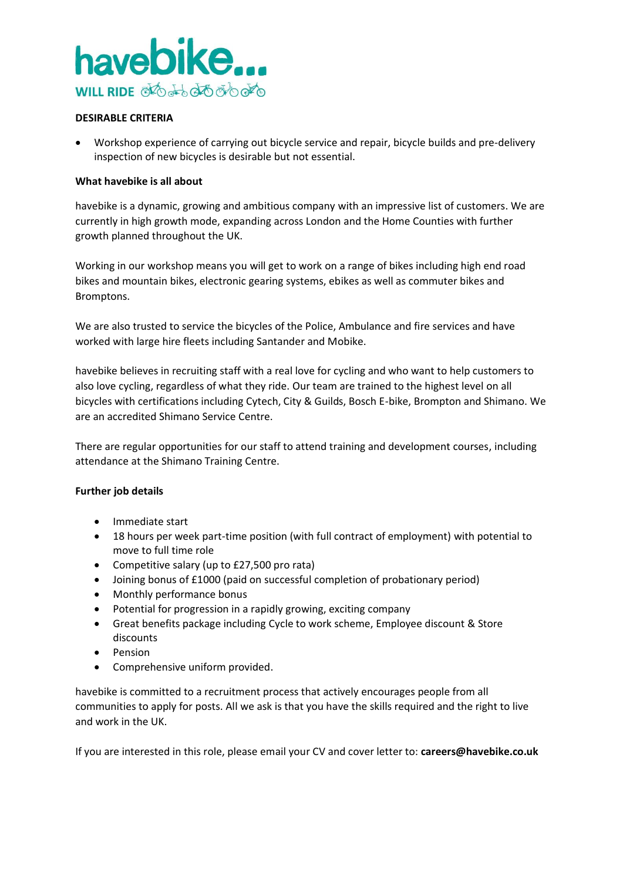**DESIRABLE CRITERIA**

- Workshop experience of carrying out bicycle service and repair, bicycle builds and pre-delivery inspection of new bicycles is desirable but not essential.

**What havebike is all about**

havebike is a dynamic, growing and ambitious company with an impressive list of customers. We are currently in high growth mode, expanding across London and the Home Counties with further growth planned throughout the UK.

Working in our workshop means you will get to work on a range of bikes including high end road bikes and mountain bikes, electronic gearing systems, ebikes as well as commuter bikes and Bromptons.

We are also trusted to service the bicycles of the Police, Ambulance and fire services and have worked with large hire fleets including Santander and Mobike.

havebike believes in recruiting staff with a real love for cycling and who want to help customers to also love cycling, regardless of what they ride. Our team are trained to the highest level on all bicycles with certifications including Cytech, City & Guilds, Bosch E-bike, Brompton and Shimano. We are an accredited Shimano Service Centre.

There are regular opportunities for our staff to attend training and development courses, including attendance at the Shimano Training Centre.

**Further job details**

- Immediate start
- 18 hours per week part-time position (with full contract of employment) with potential to move to full time role
- Competitive salary (up to £27,500 pro rata)
- Joining bonus of £1000 (paid on successful completion of probationary period)
- Monthly performance bonus
- Potential for progression in a rapidly growing, exciting company
- Great benefits package including Cycle to work scheme, Employee discount & Store discounts
- Pension
- Comprehensive uniform provided.

havebike is committed to a recruitment process that actively encourages people from all communities to apply for posts. All we ask is that you have the skills required and the right to live and work in the UK.

If you are interested in this role, please email your CV and cover letter to: **careers@havebike.co.uk**